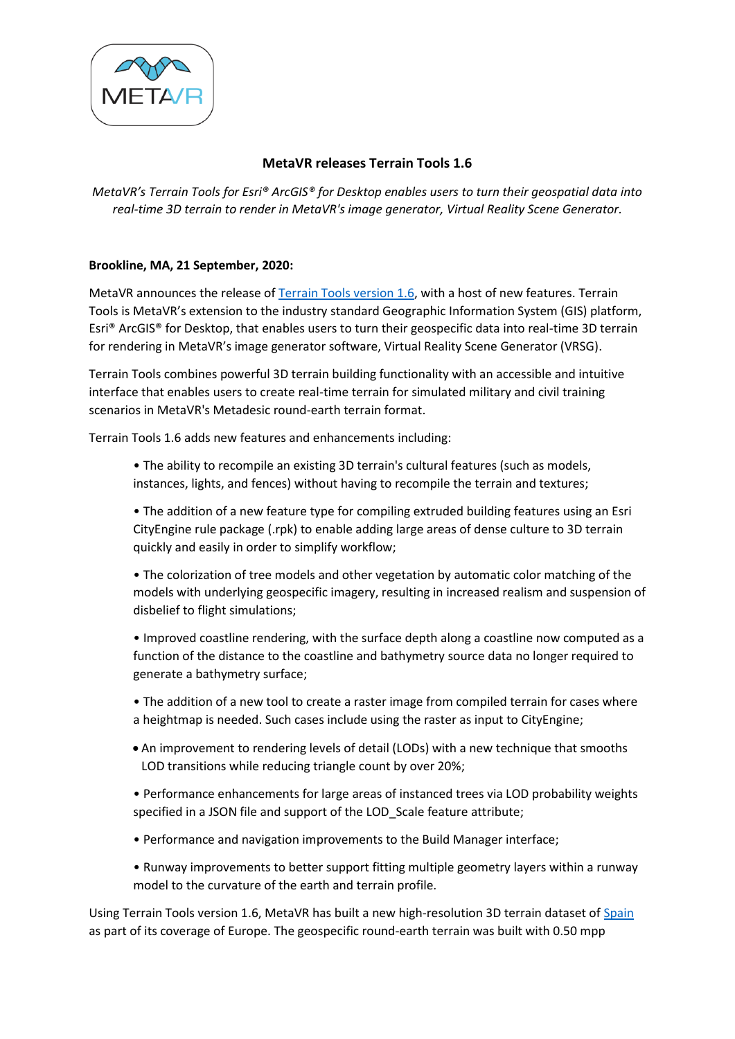# MetaVR releases Terrain Tools 1.6

*MetaVR's Terrain Tools for Esri® ArcGIS® for Desktop enables users to turn their geospatial data into real-time 3D terrain to render in MetaVR's image generator, Virtual Reality Scene Generator.*

**Brookline, MA, 21 September, 2020:**

MetaVR announces the release of Terrain Tools version 1.6, with a host of new features. Terrain Tools is MetaVR's extension to the industry standard Geographic Information System (GIS) platform, Esri® ArcGIS® for Desktop, that enables users to turn their geospecific data into real-time 3D terrain for rendering in MetaVR's image generator software, Virtual Reality Scene Generator (VRSG).

Terrain Tools combines powerful 3D terrain building functionality with an accessible and intuitive interface that enables users to create real-time terrain for simulated military and civil training scenarios in MetaVR's Metadesic round-earth terrain format.

Terrain Tools 1.6 adds new features and enhancements including:

- The ability to recompile an existing 3D terrain's cultural features (such as models, instances, lights, and fences) without having to recompile the terrain and textures;
- The addition of a new feature type for compiling extruded building features using an Esri CityEngine rule package (.rpk) to enable adding large areas of dense culture to 3D terrain quickly and easily in order to simplify workflow;
- The colorization of tree models and other vegetation by automatic color matching of the models with underlying geospecific imagery, resulting in increased realism and suspension of disbelief to flight simulations;
- Improved coastline rendering, with the surface depth along a coastline now computed as a function of the distance to the coastline and bathymetry source data no longer required to generate a bathymetry surface;
- The addition of a new tool to create a raster image from compiled terrain for cases where a heightmap is needed. Such cases include using the raster as input to CityEngine;
- An improvement to rendering levels of detail (LODs) with a new technique that smooths LOD transitions while reducing triangle count by over 20%;
- Performance enhancements for large areas of instanced trees via LOD probability weights specified in a JSON file and support of the LOD_Scale feature attribute;
- Performance and navigation improvements to the Build Manager interface;
- Runway improvements to better support fitting multiple geometry layers within a runway model to the curvature of the earth and terrain profile.

Using Terrain Tools version 1.6, MetaVR has built a new high-resolution 3D terrain dataset of Spain as part of its coverage of Europe. The geospecific round-earth terrain was built with 0.50 mpp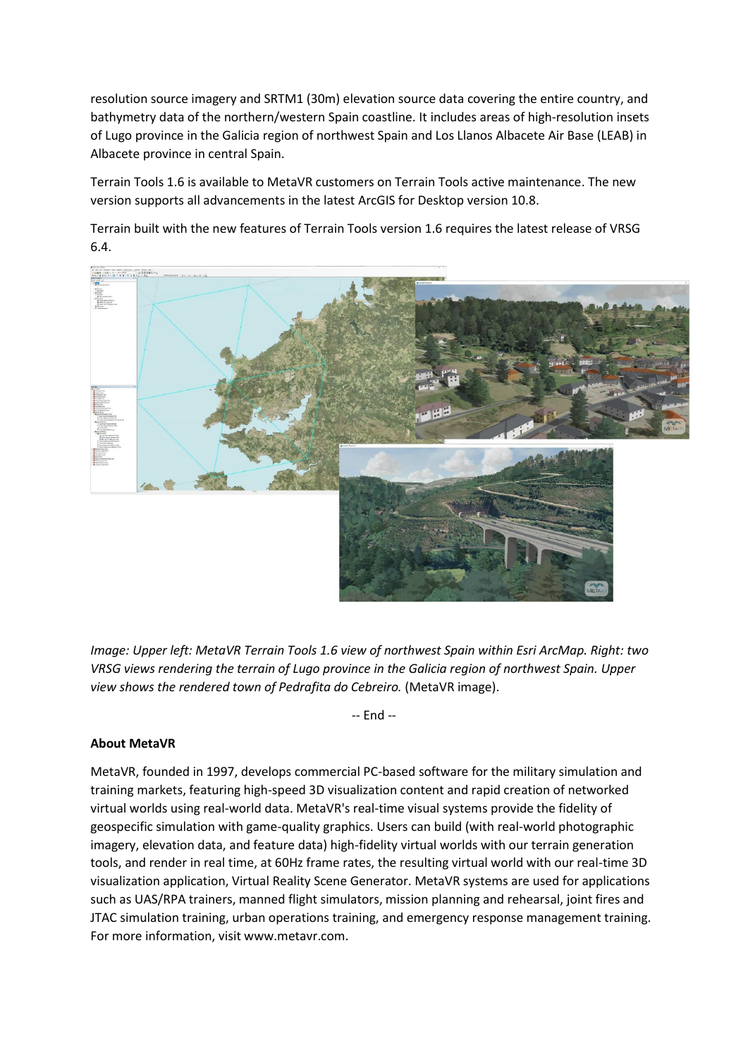resolution source imagery and SRTM1 (30m) elevation source data covering the entire country, and bathymetry data of the northern/western Spain coastline. It includes areas of high-resolution insets of Lugo province in the Galicia region of northwest Spain and Los Llanos Albacete Air Base (LEAB) in Albacete province in central Spain.

Terrain Tools 1.6 is available to MetaVR customers on Terrain Tools active maintenance. The new version supports all advancements in the latest ArcGIS for Desktop version 10.8.

Terrain built with the new features of Terrain Tools version 1.6 requires the latest release of VRSG 6.4.

*Image: Upper left: MetaVR Terrain Tools 1.6 view of northwest Spain within Esri ArcMap. Right: two VRSG views rendering the terrain of Lugo province in the Galicia region of northwest Spain. Upper view shows the rendered town of Pedrafita do Cebreiro.* (MetaVR image).

-- End --

**About MetaVR**

MetaVR, founded in 1997, develops commercial PC-based software for the military simulation and training markets, featuring high-speed 3D visualization content and rapid creation of networked virtual worlds using real-world data. MetaVR's real-time visual systems provide the fidelity of geospecific simulation with game-quality graphics. Users can build (with real-world photographic imagery, elevation data, and feature data) high-fidelity virtual worlds with our terrain generation tools, and render in real time, at 60Hz frame rates, the resulting virtual world with our real-time 3D visualization application, Virtual Reality Scene Generator. MetaVR systems are used for applications such as UAS/RPA trainers, manned flight simulators, mission planning and rehearsal, joint fires and JTAC simulation training, urban operations training, and emergency response management training. For more information, visit www.metavr.com.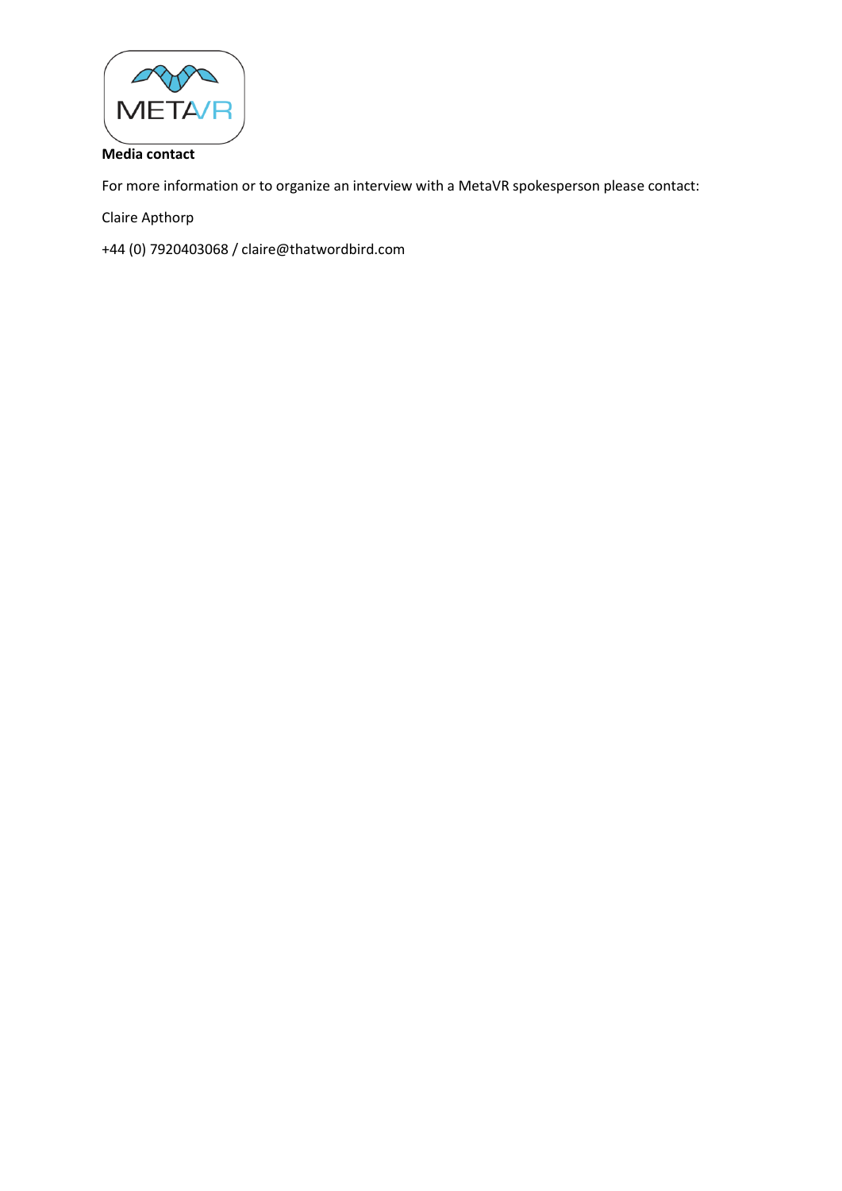**Media contact**

For more information or to organize an interview with a MetaVR spokesperson please contact:

Claire Apthorp

+44 (0) 7920403068 / claire@thatwordbird.com